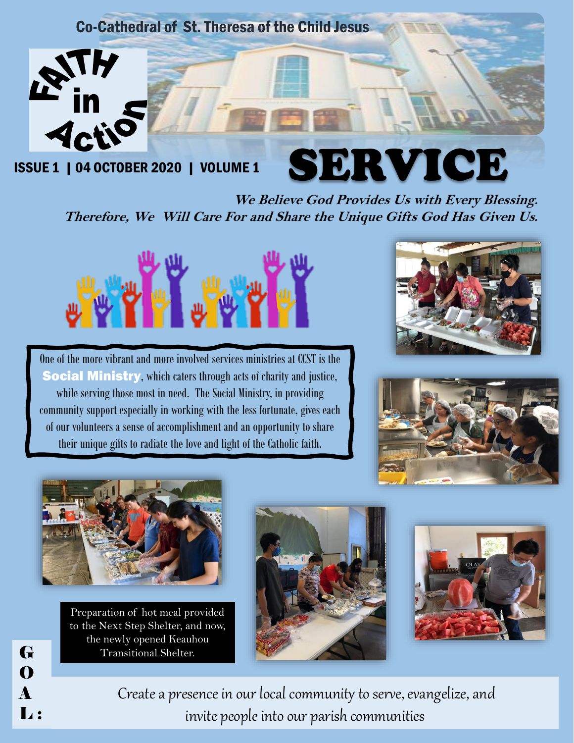Co-Cathedral of St. Theresa of the Child Jesus

# FAITH in Action

ISSUE 1 | 04 OCTOBER 2020 | VOLUME 1

# SERVICE

***We Believe God Provides Us with Every Blessing. Therefore, We Will Care For and Share the Unique Gifts God Has Given Us.***

One of the more vibrant and more involved services ministries at CCST is the **Social Ministry**, which caters through acts of charity and justice, while serving those most in need. The Social Ministry, in providing community support especially in working with the less fortunate, gives each of our volunteers a sense of accomplishment and an opportunity to share their unique gifts to radiate the love and light of the Catholic faith.

Preparation of hot meal provided to the Next Step Shelter, and now, the newly opened Keauhou Transitional Shelter.

**GOAL:** Create a presence in our local community to serve, evangelize, and invite people into our parish communities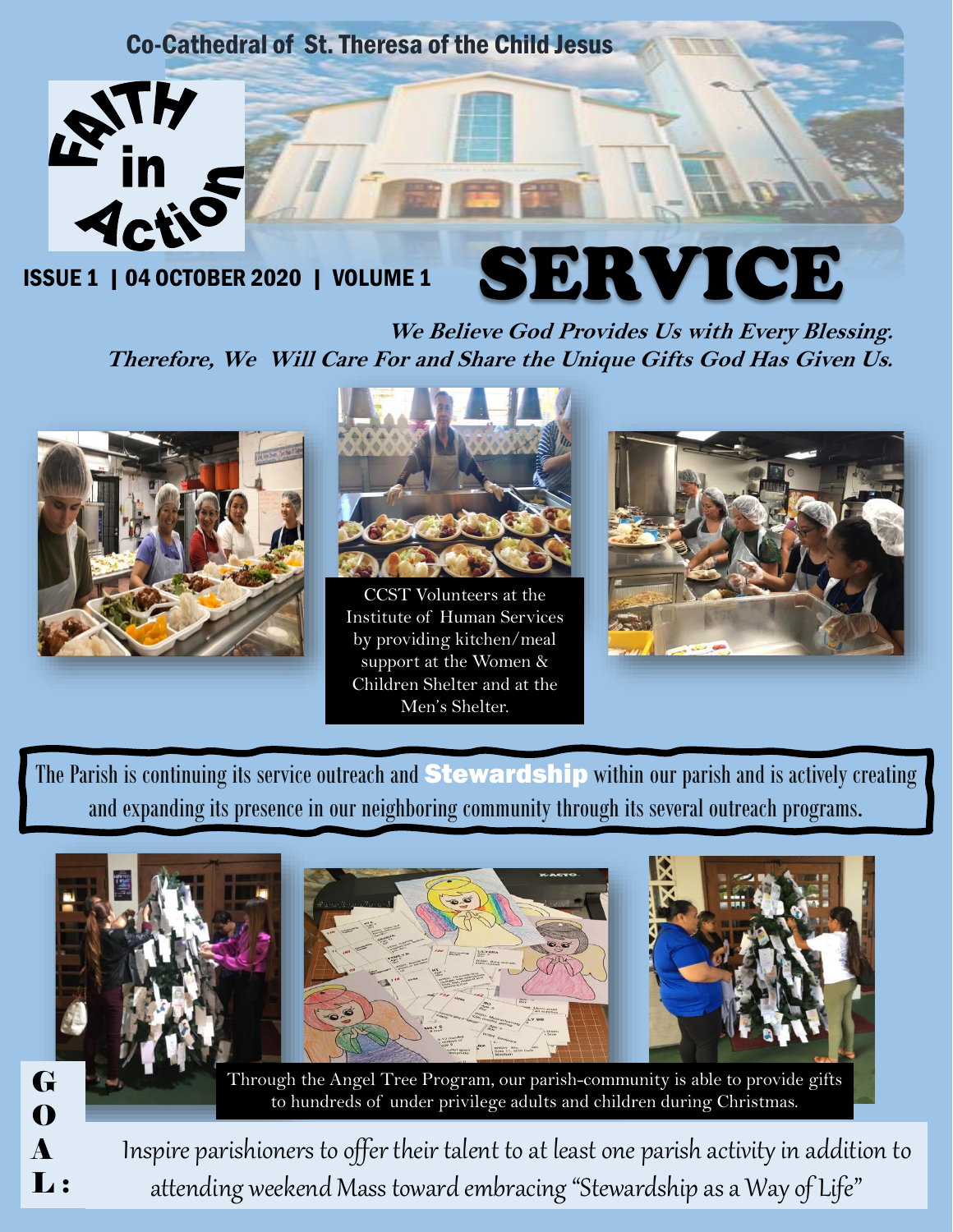Co-Cathedral of St. Theresa of the Child Jesus

**FAITH in Action**

ISSUE 1 | 04 OCTOBER 2020 | VOLUME 1

# SERVICE

***We Believe God Provides Us with Every Blessing. Therefore, We Will Care For and Share the Unique Gifts God Has Given Us.***

CCST Volunteers at the Institute of Human Services by providing kitchen/meal support at the Women & Children Shelter and at the Men's Shelter.

The Parish is continuing its service outreach and **Stewardship** within our parish and is actively creating and expanding its presence in our neighboring community through its several outreach programs.

Through the Angel Tree Program, our parish-community is able to provide gifts to hundreds of under privilege adults and children during Christmas.

**GOAL:** Inspire parishioners to offer their talent to at least one parish activity in addition to attending weekend Mass toward embracing "Stewardship as a Way of Life"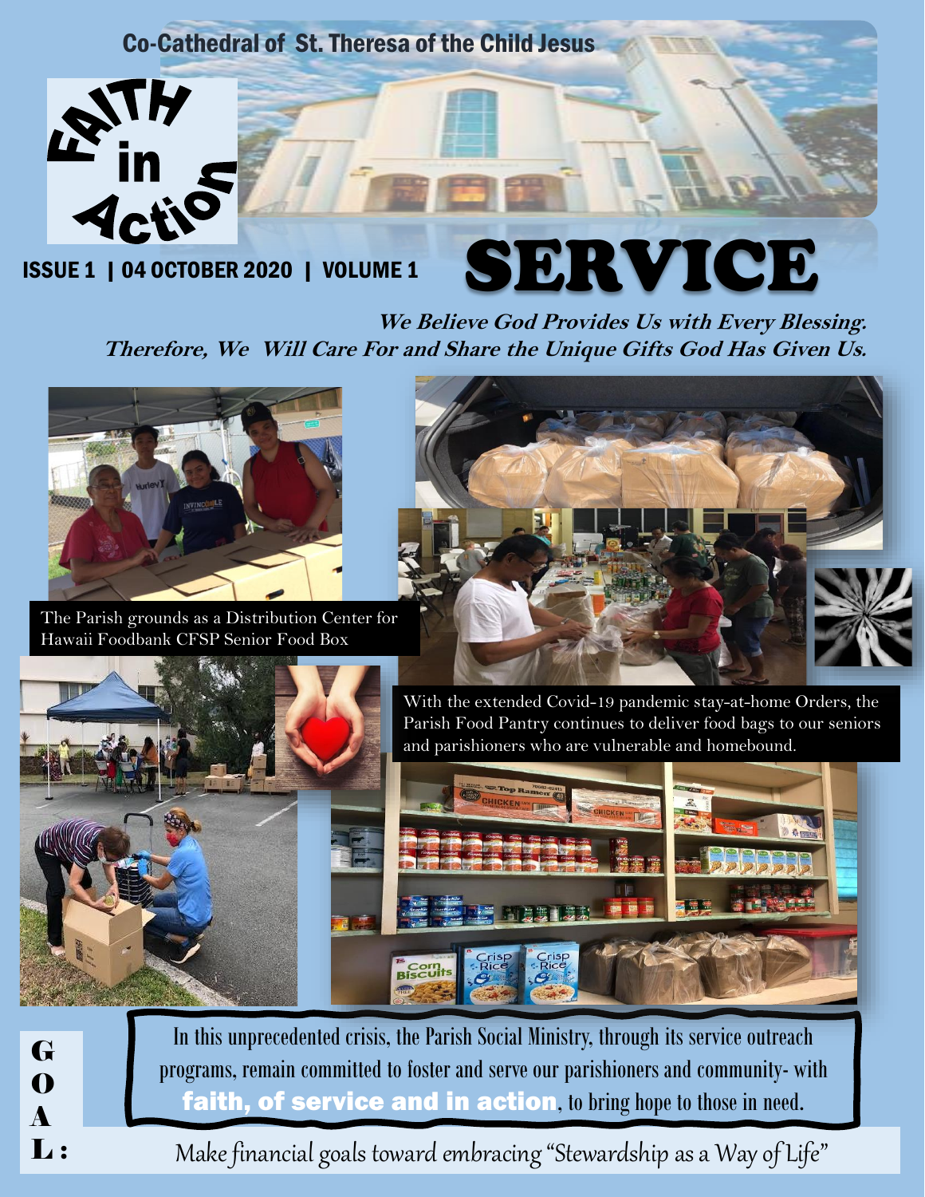Co-Cathedral of St. Theresa of the Child Jesus

FAITH in Action

ISSUE 1 | 04 OCTOBER 2020 | VOLUME 1

# SERVICE

***We Believe God Provides Us with Every Blessing. Therefore, We Will Care For and Share the Unique Gifts God Has Given Us.***

The Parish grounds as a Distribution Center for Hawaii Foodbank CFSP Senior Food Box

With the extended Covid-19 pandemic stay-at-home Orders, the Parish Food Pantry continues to deliver food bags to our seniors and parishioners who are vulnerable and homebound.

In this unprecedented crisis, the Parish Social Ministry, through its service outreach programs, remain committed to foster and serve our parishioners and community- with **faith, of service and in action**, to bring hope to those in need.

**GOAL:** *Make financial goals toward embracing "Stewardship as a Way of Life"*